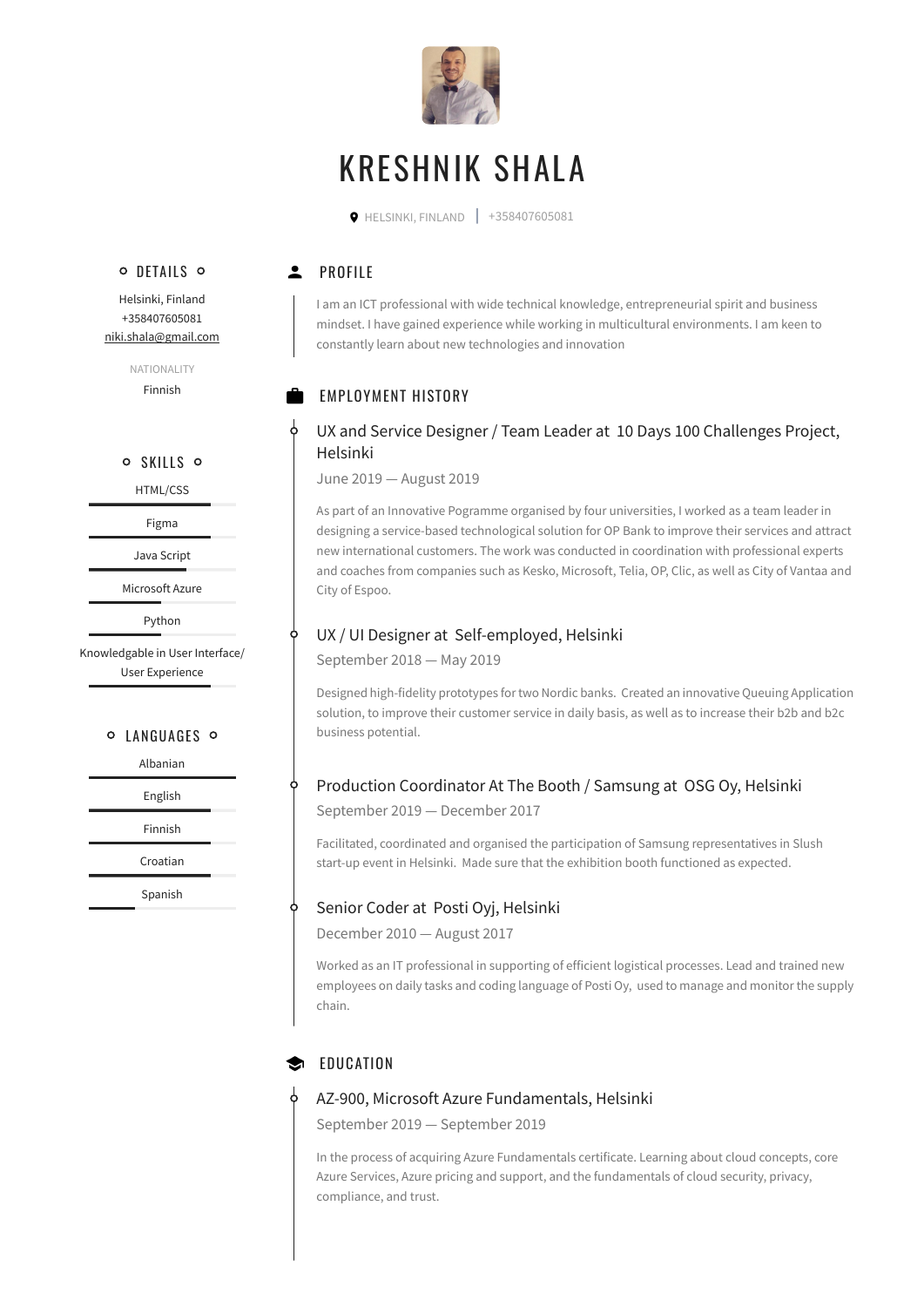# KRESHNIK SHALA

HELSINKI, FINLAND | +358407605081

## DETAILS

Helsinki, Finland
+358407605081
niki.shala@gmail.com

NATIONALITY
Finnish

## SKILLS

- HTML/CSS
- Figma
- Java Script
- Microsoft Azure
- Python
- Knowledgable in User Interface/ User Experience

## LANGUAGES

- Albanian
- English
- Finnish
- Croatian
- Spanish

## PROFILE

I am an ICT professional with wide technical knowledge, entrepreneurial spirit and business mindset. I have gained experience while working in multicultural environments. I am keen to constantly learn about new technologies and innovation

## EMPLOYMENT HISTORY

### UX and Service Designer / Team Leader at 10 Days 100 Challenges Project, Helsinki

June 2019 — August 2019

As part of an Innovative Pogramme organised by four universities, I worked as a team leader in designing a service-based technological solution for OP Bank to improve their services and attract new international customers. The work was conducted in coordination with professional experts and coaches from companies such as Kesko, Microsoft, Telia, OP, Clic, as well as City of Vantaa and City of Espoo.

### UX / UI Designer at Self-employed, Helsinki

September 2018 — May 2019

Designed high-fidelity prototypes for two Nordic banks. Created an innovative Queuing Application solution, to improve their customer service in daily basis, as well as to increase their b2b and b2c business potential.

### Production Coordinator At The Booth / Samsung at OSG Oy, Helsinki

September 2019 — December 2017

Facilitated, coordinated and organised the participation of Samsung representatives in Slush start-up event in Helsinki. Made sure that the exhibition booth functioned as expected.

### Senior Coder at Posti Oyj, Helsinki

December 2010 — August 2017

Worked as an IT professional in supporting of efficient logistical processes. Lead and trained new employees on daily tasks and coding language of Posti Oy, used to manage and monitor the supply chain.

## EDUCATION

### AZ-900, Microsoft Azure Fundamentals, Helsinki

September 2019 — September 2019

In the process of acquiring Azure Fundamentals certificate. Learning about cloud concepts, core Azure Services, Azure pricing and support, and the fundamentals of cloud security, privacy, compliance, and trust.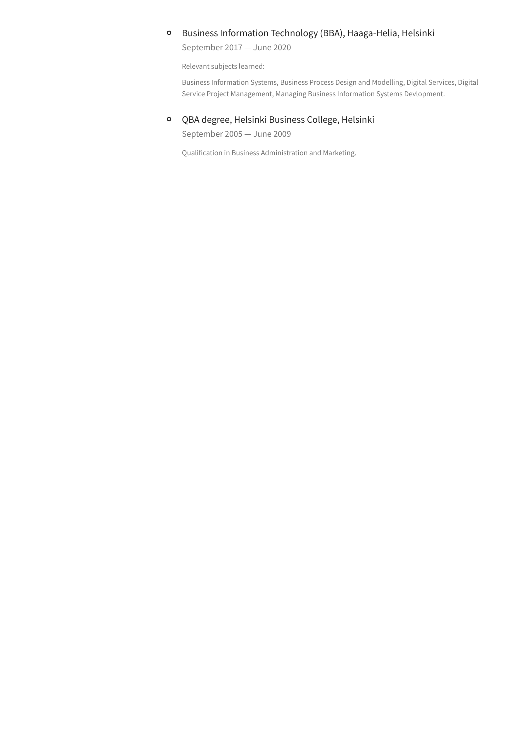### Business Information Technology (BBA), Haaga-Helia, Helsinki

September 2017 — June 2020

Relevant subjects learned:

Business Information Systems, Business Process Design and Modelling, Digital Services, Digital Service Project Management, Managing Business Information Systems Devlopment.

### QBA degree, Helsinki Business College, Helsinki

September 2005 — June 2009

Qualification in Business Administration and Marketing.